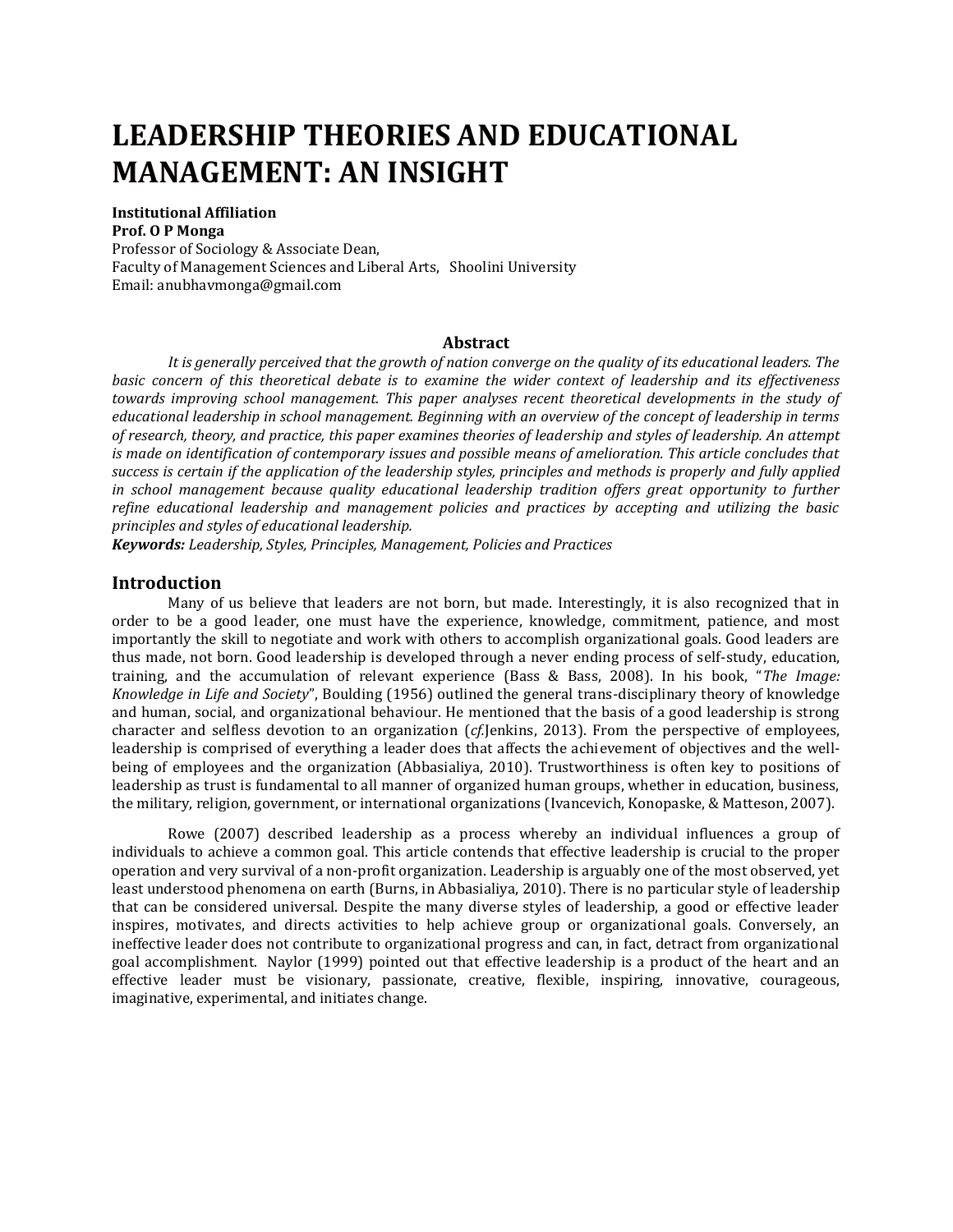# LEADERSHIP THEORIES AND EDUCATIONAL MANAGEMENT: AN INSIGHT

**Institutional Affiliation**
**Prof. O P Monga**
Professor of Sociology & Associate Dean,
Faculty of Management Sciences and Liberal Arts, Shoolini University
Email: anubhavmonga@gmail.com

## Abstract

*It is generally perceived that the growth of nation converge on the quality of its educational leaders. The basic concern of this theoretical debate is to examine the wider context of leadership and its effectiveness towards improving school management. This paper analyses recent theoretical developments in the study of educational leadership in school management. Beginning with an overview of the concept of leadership in terms of research, theory, and practice, this paper examines theories of leadership and styles of leadership. An attempt is made on identification of contemporary issues and possible means of amelioration. This article concludes that success is certain if the application of the leadership styles, principles and methods is properly and fully applied in school management because quality educational leadership tradition offers great opportunity to further refine educational leadership and management policies and practices by accepting and utilizing the basic principles and styles of educational leadership.*

***Keywords:*** *Leadership, Styles, Principles, Management, Policies and Practices*

## Introduction

Many of us believe that leaders are not born, but made. Interestingly, it is also recognized that in order to be a good leader, one must have the experience, knowledge, commitment, patience, and most importantly the skill to negotiate and work with others to accomplish organizational goals. Good leaders are thus made, not born. Good leadership is developed through a never ending process of self-study, education, training, and the accumulation of relevant experience (Bass & Bass, 2008). In his book, "*The Image: Knowledge in Life and Society*", Boulding (1956) outlined the general trans-disciplinary theory of knowledge and human, social, and organizational behaviour. He mentioned that the basis of a good leadership is strong character and selfless devotion to an organization (*cf.*Jenkins, 2013). From the perspective of employees, leadership is comprised of everything a leader does that affects the achievement of objectives and the well-being of employees and the organization (Abbasialiya, 2010). Trustworthiness is often key to positions of leadership as trust is fundamental to all manner of organized human groups, whether in education, business, the military, religion, government, or international organizations (Ivancevich, Konopaske, & Matteson, 2007).

Rowe (2007) described leadership as a process whereby an individual influences a group of individuals to achieve a common goal. This article contends that effective leadership is crucial to the proper operation and very survival of a non-profit organization. Leadership is arguably one of the most observed, yet least understood phenomena on earth (Burns, in Abbasialiya, 2010). There is no particular style of leadership that can be considered universal. Despite the many diverse styles of leadership, a good or effective leader inspires, motivates, and directs activities to help achieve group or organizational goals. Conversely, an ineffective leader does not contribute to organizational progress and can, in fact, detract from organizational goal accomplishment. Naylor (1999) pointed out that effective leadership is a product of the heart and an effective leader must be visionary, passionate, creative, flexible, inspiring, innovative, courageous, imaginative, experimental, and initiates change.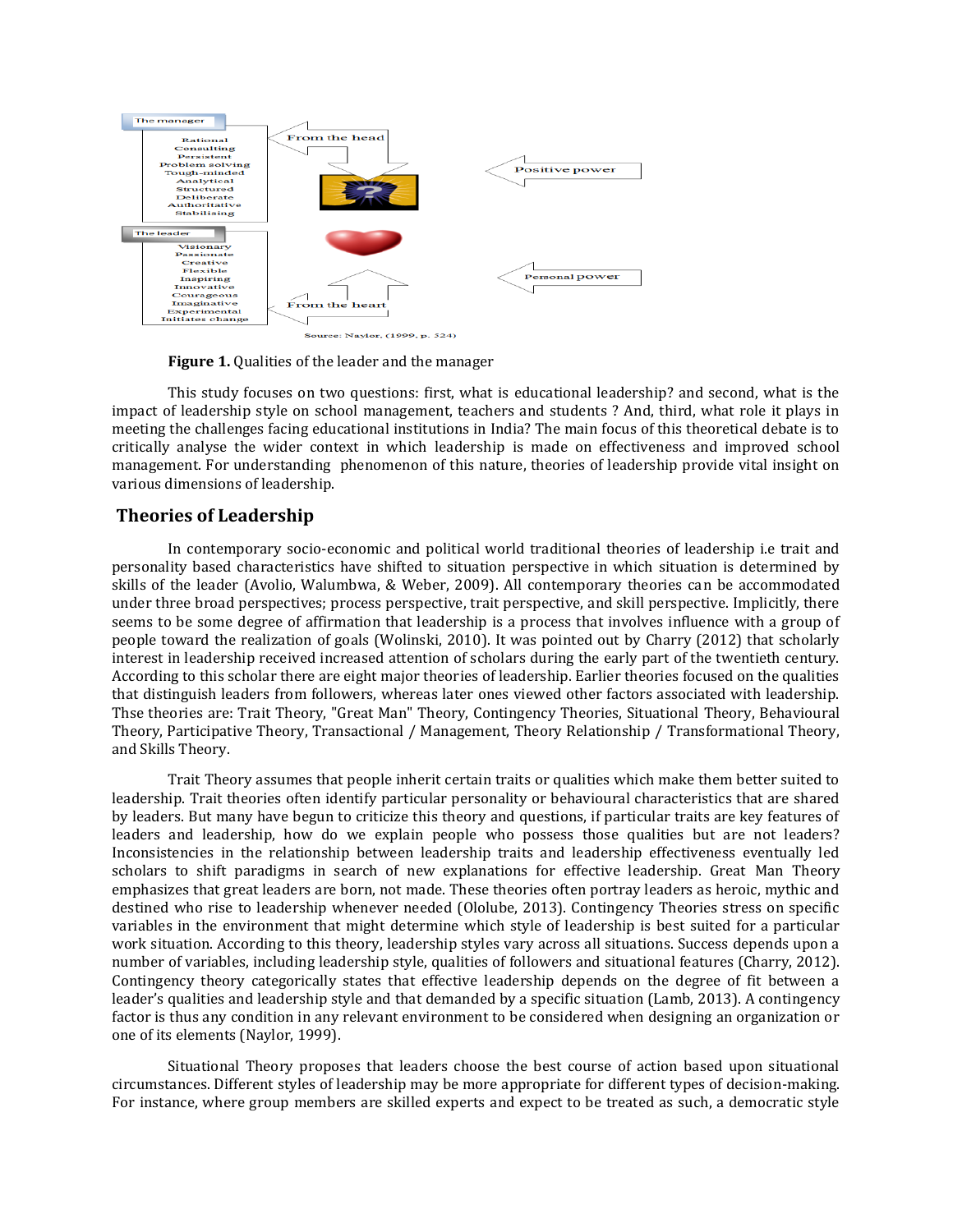**Figure 1.** Qualities of the leader and the manager

This study focuses on two questions: first, what is educational leadership? and second, what is the impact of leadership style on school management, teachers and students ? And, third, what role it plays in meeting the challenges facing educational institutions in India? The main focus of this theoretical debate is to critically analyse the wider context in which leadership is made on effectiveness and improved school management. For understanding phenomenon of this nature, theories of leadership provide vital insight on various dimensions of leadership.

## Theories of Leadership

In contemporary socio-economic and political world traditional theories of leadership i.e trait and personality based characteristics have shifted to situation perspective in which situation is determined by skills of the leader (Avolio, Walumbwa, & Weber, 2009). All contemporary theories can be accommodated under three broad perspectives; process perspective, trait perspective, and skill perspective. Implicitly, there seems to be some degree of affirmation that leadership is a process that involves influence with a group of people toward the realization of goals (Wolinski, 2010). It was pointed out by Charry (2012) that scholarly interest in leadership received increased attention of scholars during the early part of the twentieth century. According to this scholar there are eight major theories of leadership. Earlier theories focused on the qualities that distinguish leaders from followers, whereas later ones viewed other factors associated with leadership. Thse theories are: Trait Theory, "Great Man" Theory, Contingency Theories, Situational Theory, Behavioural Theory, Participative Theory, Transactional / Management, Theory Relationship / Transformational Theory, and Skills Theory.

Trait Theory assumes that people inherit certain traits or qualities which make them better suited to leadership. Trait theories often identify particular personality or behavioural characteristics that are shared by leaders. But many have begun to criticize this theory and questions, if particular traits are key features of leaders and leadership, how do we explain people who possess those qualities but are not leaders? Inconsistencies in the relationship between leadership traits and leadership effectiveness eventually led scholars to shift paradigms in search of new explanations for effective leadership. Great Man Theory emphasizes that great leaders are born, not made. These theories often portray leaders as heroic, mythic and destined who rise to leadership whenever needed (Ololube, 2013). Contingency Theories stress on specific variables in the environment that might determine which style of leadership is best suited for a particular work situation. According to this theory, leadership styles vary across all situations. Success depends upon a number of variables, including leadership style, qualities of followers and situational features (Charry, 2012). Contingency theory categorically states that effective leadership depends on the degree of fit between a leader's qualities and leadership style and that demanded by a specific situation (Lamb, 2013). A contingency factor is thus any condition in any relevant environment to be considered when designing an organization or one of its elements (Naylor, 1999).

Situational Theory proposes that leaders choose the best course of action based upon situational circumstances. Different styles of leadership may be more appropriate for different types of decision-making. For instance, where group members are skilled experts and expect to be treated as such, a democratic style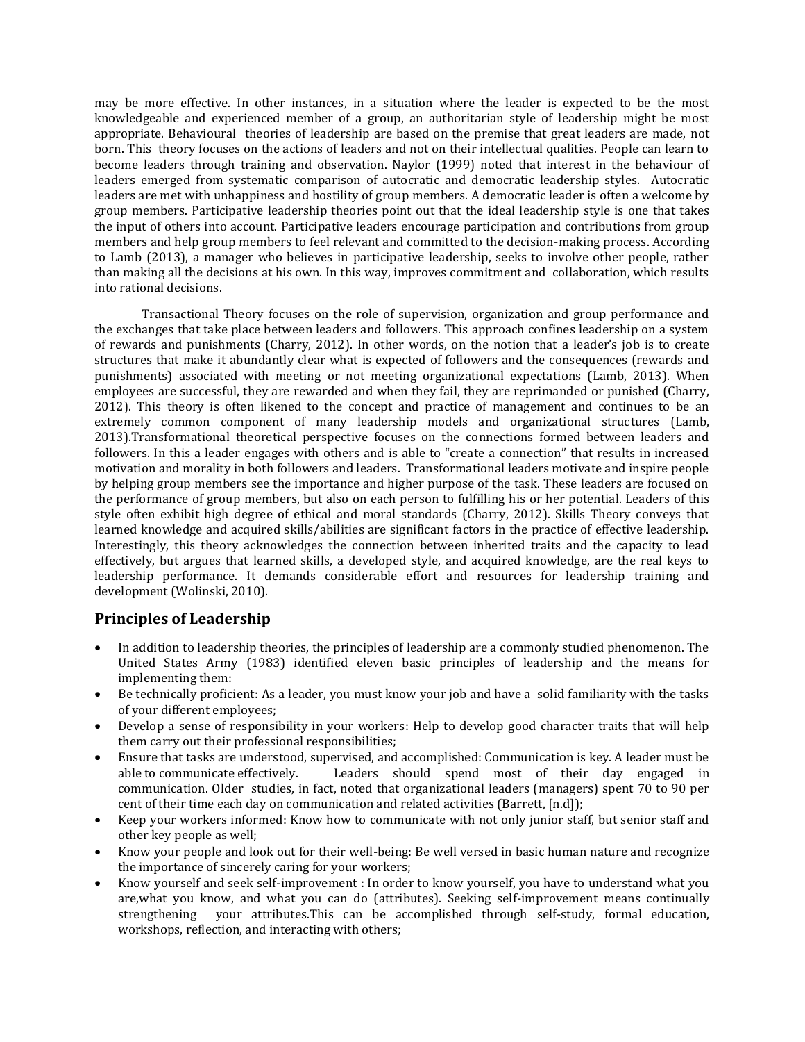may be more effective. In other instances, in a situation where the leader is expected to be the most knowledgeable and experienced member of a group, an authoritarian style of leadership might be most appropriate. Behavioural theories of leadership are based on the premise that great leaders are made, not born. This theory focuses on the actions of leaders and not on their intellectual qualities. People can learn to become leaders through training and observation. Naylor (1999) noted that interest in the behaviour of leaders emerged from systematic comparison of autocratic and democratic leadership styles. Autocratic leaders are met with unhappiness and hostility of group members. A democratic leader is often a welcome by group members. Participative leadership theories point out that the ideal leadership style is one that takes the input of others into account. Participative leaders encourage participation and contributions from group members and help group members to feel relevant and committed to the decision-making process. According to Lamb (2013), a manager who believes in participative leadership, seeks to involve other people, rather than making all the decisions at his own. In this way, improves commitment and collaboration, which results into rational decisions.

Transactional Theory focuses on the role of supervision, organization and group performance and the exchanges that take place between leaders and followers. This approach confines leadership on a system of rewards and punishments (Charry, 2012). In other words, on the notion that a leader's job is to create structures that make it abundantly clear what is expected of followers and the consequences (rewards and punishments) associated with meeting or not meeting organizational expectations (Lamb, 2013). When employees are successful, they are rewarded and when they fail, they are reprimanded or punished (Charry, 2012). This theory is often likened to the concept and practice of management and continues to be an extremely common component of many leadership models and organizational structures (Lamb, 2013).Transformational theoretical perspective focuses on the connections formed between leaders and followers. In this a leader engages with others and is able to "create a connection" that results in increased motivation and morality in both followers and leaders. Transformational leaders motivate and inspire people by helping group members see the importance and higher purpose of the task. These leaders are focused on the performance of group members, but also on each person to fulfilling his or her potential. Leaders of this style often exhibit high degree of ethical and moral standards (Charry, 2012). Skills Theory conveys that learned knowledge and acquired skills/abilities are significant factors in the practice of effective leadership. Interestingly, this theory acknowledges the connection between inherited traits and the capacity to lead effectively, but argues that learned skills, a developed style, and acquired knowledge, are the real keys to leadership performance. It demands considerable effort and resources for leadership training and development (Wolinski, 2010).

## Principles of Leadership

- In addition to leadership theories, the principles of leadership are a commonly studied phenomenon. The United States Army (1983) identified eleven basic principles of leadership and the means for implementing them:
- Be technically proficient: As a leader, you must know your job and have a solid familiarity with the tasks of your different employees;
- Develop a sense of responsibility in your workers: Help to develop good character traits that will help them carry out their professional responsibilities;
- Ensure that tasks are understood, supervised, and accomplished: Communication is key. A leader must be able to communicate effectively. Leaders should spend most of their day engaged in communication. Older studies, in fact, noted that organizational leaders (managers) spent 70 to 90 per cent of their time each day on communication and related activities (Barrett, [n.d]);
- Keep your workers informed: Know how to communicate with not only junior staff, but senior staff and other key people as well;
- Know your people and look out for their well-being: Be well versed in basic human nature and recognize the importance of sincerely caring for your workers;
- Know yourself and seek self-improvement : In order to know yourself, you have to understand what you are,what you know, and what you can do (attributes). Seeking self-improvement means continually strengthening your attributes.This can be accomplished through self-study, formal education, workshops, reflection, and interacting with others;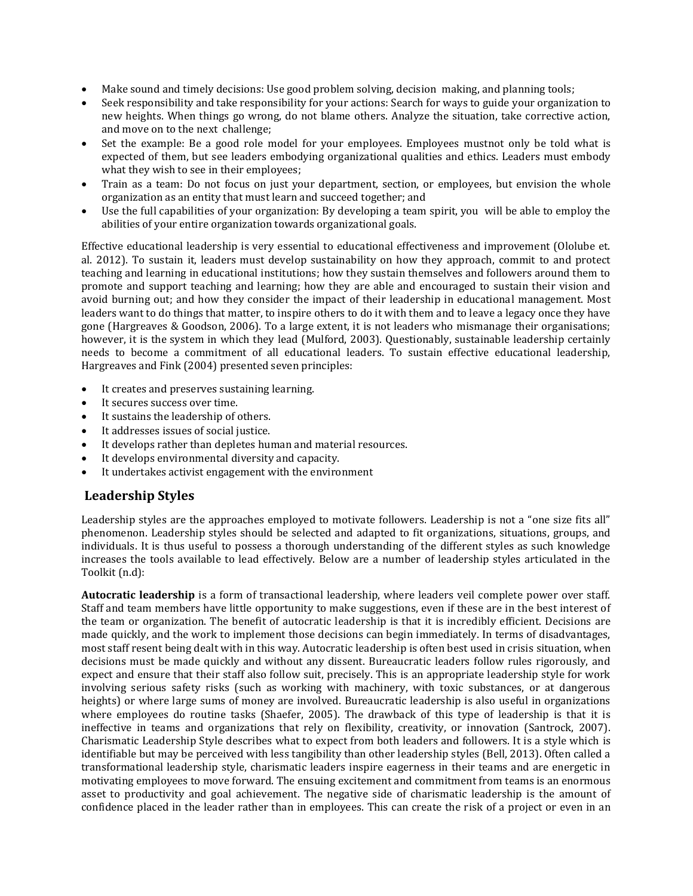- Make sound and timely decisions: Use good problem solving, decision making, and planning tools;
- Seek responsibility and take responsibility for your actions: Search for ways to guide your organization to new heights. When things go wrong, do not blame others. Analyze the situation, take corrective action, and move on to the next challenge;
- Set the example: Be a good role model for your employees. Employees mustnot only be told what is expected of them, but see leaders embodying organizational qualities and ethics. Leaders must embody what they wish to see in their employees;
- Train as a team: Do not focus on just your department, section, or employees, but envision the whole organization as an entity that must learn and succeed together; and
- Use the full capabilities of your organization: By developing a team spirit, you will be able to employ the abilities of your entire organization towards organizational goals.

Effective educational leadership is very essential to educational effectiveness and improvement (Ololube et. al. 2012). To sustain it, leaders must develop sustainability on how they approach, commit to and protect teaching and learning in educational institutions; how they sustain themselves and followers around them to promote and support teaching and learning; how they are able and encouraged to sustain their vision and avoid burning out; and how they consider the impact of their leadership in educational management. Most leaders want to do things that matter, to inspire others to do it with them and to leave a legacy once they have gone (Hargreaves & Goodson, 2006). To a large extent, it is not leaders who mismanage their organisations; however, it is the system in which they lead (Mulford, 2003). Questionably, sustainable leadership certainly needs to become a commitment of all educational leaders. To sustain effective educational leadership, Hargreaves and Fink (2004) presented seven principles:

- It creates and preserves sustaining learning.
- It secures success over time.
- It sustains the leadership of others.
- It addresses issues of social justice.
- It develops rather than depletes human and material resources.
- It develops environmental diversity and capacity.
- It undertakes activist engagement with the environment

## Leadership Styles

Leadership styles are the approaches employed to motivate followers. Leadership is not a "one size fits all" phenomenon. Leadership styles should be selected and adapted to fit organizations, situations, groups, and individuals. It is thus useful to possess a thorough understanding of the different styles as such knowledge increases the tools available to lead effectively. Below are a number of leadership styles articulated in the Toolkit (n.d):

**Autocratic leadership** is a form of transactional leadership, where leaders veil complete power over staff. Staff and team members have little opportunity to make suggestions, even if these are in the best interest of the team or organization. The benefit of autocratic leadership is that it is incredibly efficient. Decisions are made quickly, and the work to implement those decisions can begin immediately. In terms of disadvantages, most staff resent being dealt with in this way. Autocratic leadership is often best used in crisis situation, when decisions must be made quickly and without any dissent. Bureaucratic leaders follow rules rigorously, and expect and ensure that their staff also follow suit, precisely. This is an appropriate leadership style for work involving serious safety risks (such as working with machinery, with toxic substances, or at dangerous heights) or where large sums of money are involved. Bureaucratic leadership is also useful in organizations where employees do routine tasks (Shaefer, 2005). The drawback of this type of leadership is that it is ineffective in teams and organizations that rely on flexibility, creativity, or innovation (Santrock, 2007). Charismatic Leadership Style describes what to expect from both leaders and followers. It is a style which is identifiable but may be perceived with less tangibility than other leadership styles (Bell, 2013). Often called a transformational leadership style, charismatic leaders inspire eagerness in their teams and are energetic in motivating employees to move forward. The ensuing excitement and commitment from teams is an enormous asset to productivity and goal achievement. The negative side of charismatic leadership is the amount of confidence placed in the leader rather than in employees. This can create the risk of a project or even in an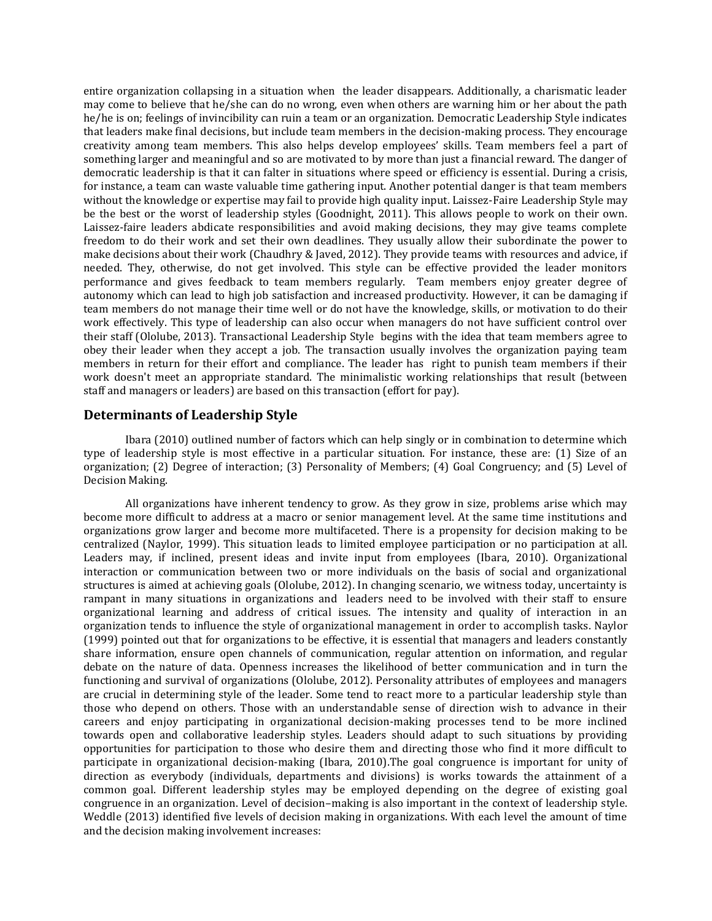entire organization collapsing in a situation when the leader disappears. Additionally, a charismatic leader may come to believe that he/she can do no wrong, even when others are warning him or her about the path he/he is on; feelings of invincibility can ruin a team or an organization. Democratic Leadership Style indicates that leaders make final decisions, but include team members in the decision-making process. They encourage creativity among team members. This also helps develop employees' skills. Team members feel a part of something larger and meaningful and so are motivated to by more than just a financial reward. The danger of democratic leadership is that it can falter in situations where speed or efficiency is essential. During a crisis, for instance, a team can waste valuable time gathering input. Another potential danger is that team members without the knowledge or expertise may fail to provide high quality input. Laissez-Faire Leadership Style may be the best or the worst of leadership styles (Goodnight, 2011). This allows people to work on their own. Laissez-faire leaders abdicate responsibilities and avoid making decisions, they may give teams complete freedom to do their work and set their own deadlines. They usually allow their subordinate the power to make decisions about their work (Chaudhry & Javed, 2012). They provide teams with resources and advice, if needed. They, otherwise, do not get involved. This style can be effective provided the leader monitors performance and gives feedback to team members regularly. Team members enjoy greater degree of autonomy which can lead to high job satisfaction and increased productivity. However, it can be damaging if team members do not manage their time well or do not have the knowledge, skills, or motivation to do their work effectively. This type of leadership can also occur when managers do not have sufficient control over their staff (Ololube, 2013). Transactional Leadership Style begins with the idea that team members agree to obey their leader when they accept a job. The transaction usually involves the organization paying team members in return for their effort and compliance. The leader has right to punish team members if their work doesn't meet an appropriate standard. The minimalistic working relationships that result (between staff and managers or leaders) are based on this transaction (effort for pay).

## Determinants of Leadership Style

Ibara (2010) outlined number of factors which can help singly or in combination to determine which type of leadership style is most effective in a particular situation. For instance, these are: (1) Size of an organization; (2) Degree of interaction; (3) Personality of Members; (4) Goal Congruency; and (5) Level of Decision Making.

All organizations have inherent tendency to grow. As they grow in size, problems arise which may become more difficult to address at a macro or senior management level. At the same time institutions and organizations grow larger and become more multifaceted. There is a propensity for decision making to be centralized (Naylor, 1999). This situation leads to limited employee participation or no participation at all. Leaders may, if inclined, present ideas and invite input from employees (Ibara, 2010). Organizational interaction or communication between two or more individuals on the basis of social and organizational structures is aimed at achieving goals (Ololube, 2012). In changing scenario, we witness today, uncertainty is rampant in many situations in organizations and leaders need to be involved with their staff to ensure organizational learning and address of critical issues. The intensity and quality of interaction in an organization tends to influence the style of organizational management in order to accomplish tasks. Naylor (1999) pointed out that for organizations to be effective, it is essential that managers and leaders constantly share information, ensure open channels of communication, regular attention on information, and regular debate on the nature of data. Openness increases the likelihood of better communication and in turn the functioning and survival of organizations (Ololube, 2012). Personality attributes of employees and managers are crucial in determining style of the leader. Some tend to react more to a particular leadership style than those who depend on others. Those with an understandable sense of direction wish to advance in their careers and enjoy participating in organizational decision-making processes tend to be more inclined towards open and collaborative leadership styles. Leaders should adapt to such situations by providing opportunities for participation to those who desire them and directing those who find it more difficult to participate in organizational decision-making (Ibara, 2010).The goal congruence is important for unity of direction as everybody (individuals, departments and divisions) is works towards the attainment of a common goal. Different leadership styles may be employed depending on the degree of existing goal congruence in an organization. Level of decision–making is also important in the context of leadership style. Weddle (2013) identified five levels of decision making in organizations. With each level the amount of time and the decision making involvement increases: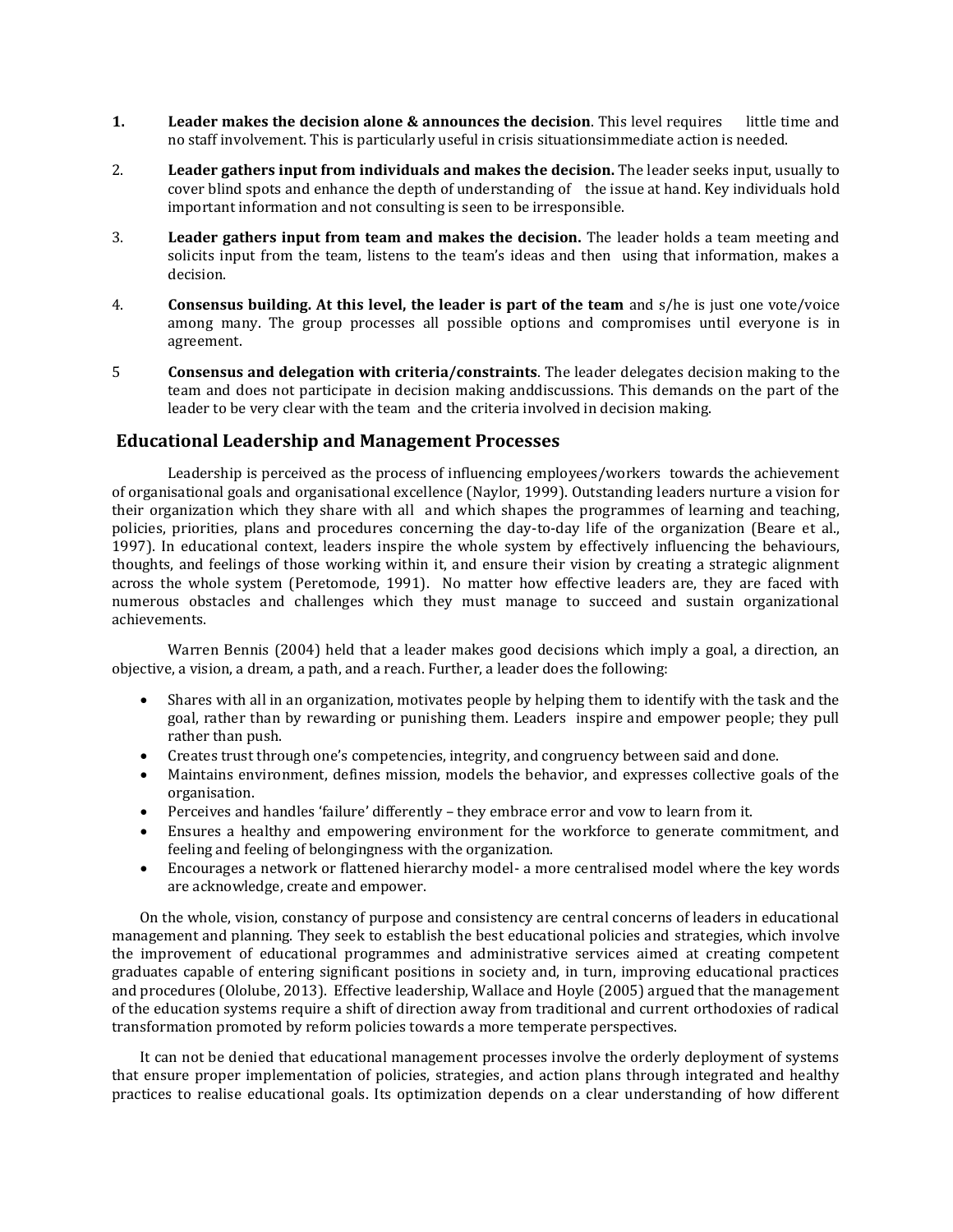1. **Leader makes the decision alone & announces the decision**. This level requires little time and no staff involvement. This is particularly useful in crisis situationsimmediate action is needed.
2. **Leader gathers input from individuals and makes the decision.** The leader seeks input, usually to cover blind spots and enhance the depth of understanding of the issue at hand. Key individuals hold important information and not consulting is seen to be irresponsible.
3. **Leader gathers input from team and makes the decision.** The leader holds a team meeting and solicits input from the team, listens to the team's ideas and then using that information, makes a decision.
4. **Consensus building. At this level, the leader is part of the team** and s/he is just one vote/voice among many. The group processes all possible options and compromises until everyone is in agreement.
5. **Consensus and delegation with criteria/constraints**. The leader delegates decision making to the team and does not participate in decision making anddiscussions. This demands on the part of the leader to be very clear with the team and the criteria involved in decision making.

## Educational Leadership and Management Processes

Leadership is perceived as the process of influencing employees/workers towards the achievement of organisational goals and organisational excellence (Naylor, 1999). Outstanding leaders nurture a vision for their organization which they share with all and which shapes the programmes of learning and teaching, policies, priorities, plans and procedures concerning the day-to-day life of the organization (Beare et al., 1997). In educational context, leaders inspire the whole system by effectively influencing the behaviours, thoughts, and feelings of those working within it, and ensure their vision by creating a strategic alignment across the whole system (Peretomode, 1991). No matter how effective leaders are, they are faced with numerous obstacles and challenges which they must manage to succeed and sustain organizational achievements.

Warren Bennis (2004) held that a leader makes good decisions which imply a goal, a direction, an objective, a vision, a dream, a path, and a reach. Further, a leader does the following:

- Shares with all in an organization, motivates people by helping them to identify with the task and the goal, rather than by rewarding or punishing them. Leaders inspire and empower people; they pull rather than push.
- Creates trust through one's competencies, integrity, and congruency between said and done.
- Maintains environment, defines mission, models the behavior, and expresses collective goals of the organisation.
- Perceives and handles 'failure' differently – they embrace error and vow to learn from it.
- Ensures a healthy and empowering environment for the workforce to generate commitment, and feeling and feeling of belongingness with the organization.
- Encourages a network or flattened hierarchy model- a more centralised model where the key words are acknowledge, create and empower.

On the whole, vision, constancy of purpose and consistency are central concerns of leaders in educational management and planning. They seek to establish the best educational policies and strategies, which involve the improvement of educational programmes and administrative services aimed at creating competent graduates capable of entering significant positions in society and, in turn, improving educational practices and procedures (Ololube, 2013). Effective leadership, Wallace and Hoyle (2005) argued that the management of the education systems require a shift of direction away from traditional and current orthodoxies of radical transformation promoted by reform policies towards a more temperate perspectives.

It can not be denied that educational management processes involve the orderly deployment of systems that ensure proper implementation of policies, strategies, and action plans through integrated and healthy practices to realise educational goals. Its optimization depends on a clear understanding of how different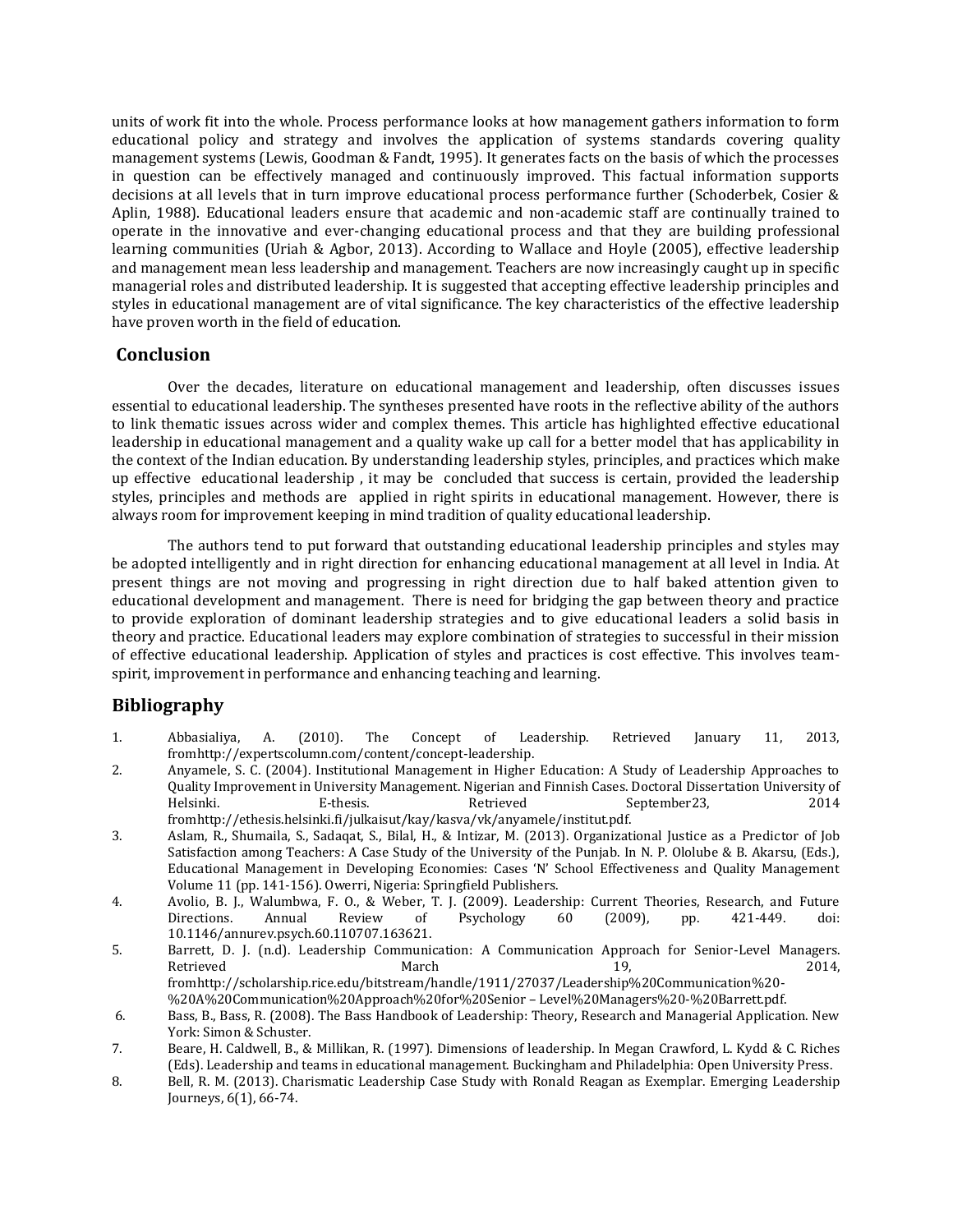units of work fit into the whole. Process performance looks at how management gathers information to form educational policy and strategy and involves the application of systems standards covering quality management systems (Lewis, Goodman & Fandt, 1995). It generates facts on the basis of which the processes in question can be effectively managed and continuously improved. This factual information supports decisions at all levels that in turn improve educational process performance further (Schoderbek, Cosier & Aplin, 1988). Educational leaders ensure that academic and non-academic staff are continually trained to operate in the innovative and ever-changing educational process and that they are building professional learning communities (Uriah & Agbor, 2013). According to Wallace and Hoyle (2005), effective leadership and management mean less leadership and management. Teachers are now increasingly caught up in specific managerial roles and distributed leadership. It is suggested that accepting effective leadership principles and styles in educational management are of vital significance. The key characteristics of the effective leadership have proven worth in the field of education.

## Conclusion

Over the decades, literature on educational management and leadership, often discusses issues essential to educational leadership. The syntheses presented have roots in the reflective ability of the authors to link thematic issues across wider and complex themes. This article has highlighted effective educational leadership in educational management and a quality wake up call for a better model that has applicability in the context of the Indian education. By understanding leadership styles, principles, and practices which make up effective educational leadership , it may be concluded that success is certain, provided the leadership styles, principles and methods are applied in right spirits in educational management. However, there is always room for improvement keeping in mind tradition of quality educational leadership.

The authors tend to put forward that outstanding educational leadership principles and styles may be adopted intelligently and in right direction for enhancing educational management at all level in India. At present things are not moving and progressing in right direction due to half baked attention given to educational development and management. There is need for bridging the gap between theory and practice to provide exploration of dominant leadership strategies and to give educational leaders a solid basis in theory and practice. Educational leaders may explore combination of strategies to successful in their mission of effective educational leadership. Application of styles and practices is cost effective. This involves team-spirit, improvement in performance and enhancing teaching and learning.

## Bibliography

1. Abbasialiya, A. (2010). The Concept of Leadership. Retrieved January 11, 2013, fromhttp://expertscolumn.com/content/concept-leadership.
2. Anyamele, S. C. (2004). Institutional Management in Higher Education: A Study of Leadership Approaches to Quality Improvement in University Management. Nigerian and Finnish Cases. Doctoral Dissertation University of Helsinki. E-thesis. Retrieved September23, 2014 fromhttp://ethesis.helsinki.fi/julkaisut/kay/kasva/vk/anyamele/institut.pdf.
3. Aslam, R., Shumaila, S., Sadaqat, S., Bilal, H., & Intizar, M. (2013). Organizational Justice as a Predictor of Job Satisfaction among Teachers: A Case Study of the University of the Punjab. In N. P. Ololube & B. Akarsu, (Eds.), Educational Management in Developing Economies: Cases 'N' School Effectiveness and Quality Management Volume 11 (pp. 141-156). Owerri, Nigeria: Springfield Publishers.
4. Avolio, B. J., Walumbwa, F. O., & Weber, T. J. (2009). Leadership: Current Theories, Research, and Future Directions. Annual Review of Psychology 60 (2009), pp. 421-449. doi: 10.1146/annurev.psych.60.110707.163621.
5. Barrett, D. J. (n.d). Leadership Communication: A Communication Approach for Senior-Level Managers. Retrieved March 19, 2014, fromhttp://scholarship.rice.edu/bitstream/handle/1911/27037/Leadership%20Communication%20-%20A%20Communication%20Approach%20for%20Senior – Level%20Managers%20-%20Barrett.pdf.
6. Bass, B., Bass, R. (2008). The Bass Handbook of Leadership: Theory, Research and Managerial Application. New York: Simon & Schuster.
7. Beare, H. Caldwell, B., & Millikan, R. (1997). Dimensions of leadership. In Megan Crawford, L. Kydd & C. Riches (Eds). Leadership and teams in educational management. Buckingham and Philadelphia: Open University Press.
8. Bell, R. M. (2013). Charismatic Leadership Case Study with Ronald Reagan as Exemplar. Emerging Leadership Journeys, 6(1), 66-74.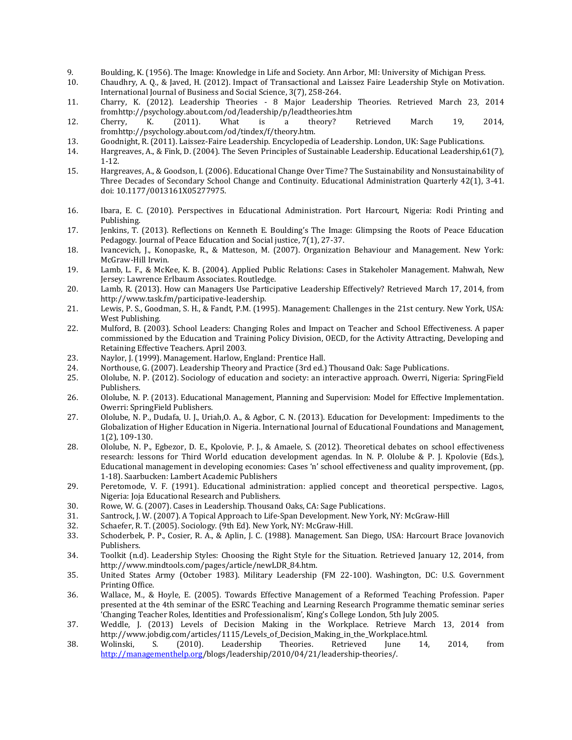9. Boulding, K. (1956). The Image: Knowledge in Life and Society. Ann Arbor, MI: University of Michigan Press.
10. Chaudhry, A. Q., & Javed, H. (2012). Impact of Transactional and Laissez Faire Leadership Style on Motivation. International Journal of Business and Social Science, 3(7), 258-264.
11. Charry, K. (2012). Leadership Theories - 8 Major Leadership Theories. Retrieved March 23, 2014 fromhttp://psychology.about.com/od/leadership/p/leadtheories.htm
12. Cherry, K. (2011). What is a theory? Retrieved March 19, 2014, fromhttp://psychology.about.com/od/tindex/f/theory.htm.
13. Goodnight, R. (2011). Laissez-Faire Leadership. Encyclopedia of Leadership. London, UK: Sage Publications.
14. Hargreaves, A., & Fink, D. (2004). The Seven Principles of Sustainable Leadership. Educational Leadership,61(7), 1-12.
15. Hargreaves, A., & Goodson, I. (2006). Educational Change Over Time? The Sustainability and Nonsustainability of Three Decades of Secondary School Change and Continuity. Educational Administration Quarterly 42(1), 3-41. doi: 10.1177/0013161X05277975.
16. Ibara, E. C. (2010). Perspectives in Educational Administration. Port Harcourt, Nigeria: Rodi Printing and Publishing.
17. Jenkins, T. (2013). Reflections on Kenneth E. Boulding's The Image: Glimpsing the Roots of Peace Education Pedagogy. Journal of Peace Education and Social justice, 7(1), 27-37.
18. Ivancevich, J., Konopaske, R., & Matteson, M. (2007). Organization Behaviour and Management. New York: McGraw-Hill Irwin.
19. Lamb, L. F., & McKee, K. B. (2004). Applied Public Relations: Cases in Stakeholer Management. Mahwah, New Jersey: Lawrence Erlbaum Associates. Routledge.
20. Lamb, R. (2013). How can Managers Use Participative Leadership Effectively? Retrieved March 17, 2014, from http://www.task.fm/participative-leadership.
21. Lewis, P. S., Goodman, S. H., & Fandt, P.M. (1995). Management: Challenges in the 21st century. New York, USA: West Publishing.
22. Mulford, B. (2003). School Leaders: Changing Roles and Impact on Teacher and School Effectiveness. A paper commissioned by the Education and Training Policy Division, OECD, for the Activity Attracting, Developing and Retaining Effective Teachers. April 2003.
23. Naylor, J. (1999). Management. Harlow, England: Prentice Hall.
24. Northouse, G. (2007). Leadership Theory and Practice (3rd ed.) Thousand Oak: Sage Publications.
25. Ololube, N. P. (2012). Sociology of education and society: an interactive approach. Owerri, Nigeria: SpringField Publishers.
26. Ololube, N. P. (2013). Educational Management, Planning and Supervision: Model for Effective Implementation. Owerri: SpringField Publishers.
27. Ololube, N. P., Dudafa, U. J., Uriah,O. A., & Agbor, C. N. (2013). Education for Development: Impediments to the Globalization of Higher Education in Nigeria. International Journal of Educational Foundations and Management, 1(2), 109-130.
28. Ololube, N. P., Egbezor, D. E., Kpolovie, P. J., & Amaele, S. (2012). Theoretical debates on school effectiveness research: lessons for Third World education development agendas. In N. P. Ololube & P. J. Kpolovie (Eds.), Educational management in developing economies: Cases 'n' school effectiveness and quality improvement, (pp. 1-18). Saarbucken: Lambert Academic Publishers
29. Peretomode, V. F. (1991). Educational administration: applied concept and theoretical perspective. Lagos, Nigeria: Joja Educational Research and Publishers.
30. Rowe, W. G. (2007). Cases in Leadership. Thousand Oaks, CA: Sage Publications.
31. Santrock, J. W. (2007). A Topical Approach to Life-Span Development. New York, NY: McGraw-Hill
32. Schaefer, R. T. (2005). Sociology. (9th Ed). New York, NY: McGraw-Hill.
33. Schoderbek, P. P., Cosier, R. A., & Aplin, J. C. (1988). Management. San Diego, USA: Harcourt Brace Jovanovich Publishers.
34. Toolkit (n.d). Leadership Styles: Choosing the Right Style for the Situation. Retrieved January 12, 2014, from http://www.mindtools.com/pages/article/newLDR_84.htm.
35. United States Army (October 1983). Military Leadership (FM 22-100). Washington, DC: U.S. Government Printing Office.
36. Wallace, M., & Hoyle, E. (2005). Towards Effective Management of a Reformed Teaching Profession. Paper presented at the 4th seminar of the ESRC Teaching and Learning Research Programme thematic seminar series 'Changing Teacher Roles, Identities and Professionalism', King's College London, 5th July 2005.
37. Weddle, J. (2013) Levels of Decision Making in the Workplace. Retrieve March 13, 2014 from http://www.jobdig.com/articles/1115/Levels_of_Decision_Making_in_the_Workplace.html.
38. Wolinski, S. (2010). Leadership Theories. Retrieved June 14, 2014, from http://managementhelp.org/blogs/leadership/2010/04/21/leadership-theories/.